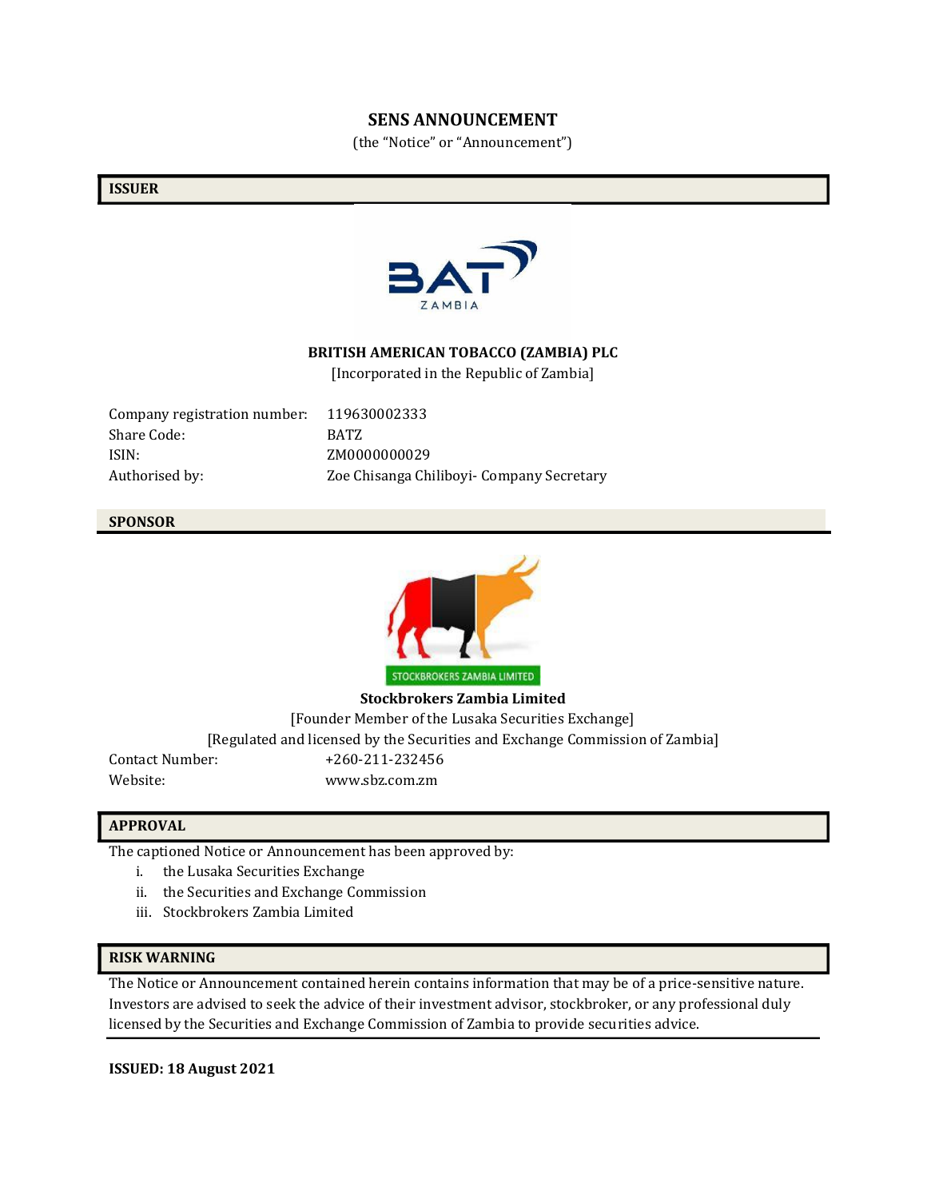# SENS ANNOUNCEMENT

(the "Notice" or "Announcement")

## ISSUER

**BRITISH AMERICAN TOBACCO (ZAMBIA) PLC**

[Incorporated in the Republic of Zambia]

| | |
|---|---|
| Company registration number: | 119630002333 |
| Share Code: | BATZ |
| ISIN: | ZM0000000029 |
| Authorised by: | Zoe Chisanga Chiliboyi- Company Secretary |

## SPONSOR

**Stockbrokers Zambia Limited**

[Founder Member of the Lusaka Securities Exchange]

[Regulated and licensed by the Securities and Exchange Commission of Zambia]

| | |
|---|---|
| Contact Number: | +260-211-232456 |
| Website: | www.sbz.com.zm |

## APPROVAL

The captioned Notice or Announcement has been approved by:

i. the Lusaka Securities Exchange
ii. the Securities and Exchange Commission
iii. Stockbrokers Zambia Limited

## RISK WARNING

The Notice or Announcement contained herein contains information that may be of a price-sensitive nature. Investors are advised to seek the advice of their investment advisor, stockbroker, or any professional duly licensed by the Securities and Exchange Commission of Zambia to provide securities advice.

**ISSUED: 18 August 2021**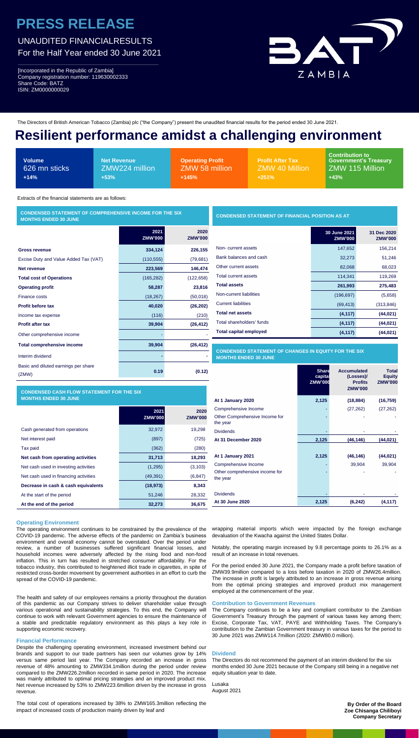# PRESS RELEASE

## UNAUDITED FINANCIALRESULTS

For the Half Year ended 30 June 2021

[Incorporated in the Republic of Zambia]
Company registration number: 119630002333
Share Code: BATZ
ISIN: ZM0000000029

The Directors of British American Tobacco (Zambia) plc ("the Company") present the unaudited financial results for the period ended 30 June 2021.

# Resilient performance amidst a challenging environment

| Volume | Net Revenue | Operating Profit | Profit After Tax | Contribution to Government's Treasury |
|---|---|---|---|---|
| 626 mn sticks | ZMW224 million | ZMW 58 million | ZMW 40 Million | ZMW 115 Million |
| +14% | +53% | +145% | +251% | +43% |

Extracts of the financial statements are as follows:

**CONDENSED STATEMENT OF COMPREHENSIVE INCOME FOR THE SIX MONTHS ENDED 30 JUNE**

| | 2021 ZMW'000 | 2020 ZMW'000 |
|---|---|---|
| **Gross revenue** | **334,124** | **226,155** |
| Excise Duty and Value Added Tax (VAT) | (110,555) | (79,681) |
| **Net revenue** | **223,569** | **146,474** |
| **Total cost of Operations** | (165,282) | (122,658) |
| **Operating profit** | **58,287** | **23,816** |
| Finance costs | (18,267) | (50,018) |
| **Profit before tax** | **40,020** | **(26,202)** |
| Income tax expense | (116) | (210) |
| **Profit after tax** | **39,904** | **(26,412)** |
| Other comprehensive income | - | - |
| **Total comprehensive income** | **39,904** | **(26,412)** |
| Interim dividend | - | - |
| Basic and diluted earnings per share (ZMW) | 0.19 | (0.12) |

**CONDENSED STATEMENT OF FINANCIAL POSITION AS AT**

| | 30 June 2021 ZMW'000 | 31 Dec 2020 ZMW'000 |
|---|---|---|
| Non- current assets | 147,652 | 156,214 |
| Bank balances and cash | 32,273 | 51,246 |
| Other current assets | 82,068 | 68,023 |
| Total current assets | 114,341 | 119,269 |
| **Total assets** | **261,993** | **275,483** |
| Non-current liabilities | (196,697) | (5,658) |
| Current liabilities | (69,413) | (313,846) |
| **Total net assets** | **(4,117)** | **(44,021)** |
| Total shareholders' funds | (4,117) | (44,021) |
| **Total capital employed** | **(4,117)** | **(44,021)** |

**CONDENSED CASH FLOW STATEMENT FOR THE SIX MONTHS ENDED 30 JUNE**

| | 2021 ZMW'000 | 2020 ZMW'000 |
|---|---|---|
| Cash generated from operations | 32,972 | 19,298 |
| Net interest paid | (897) | (725) |
| Tax paid | (362) | (280) |
| **Net cash from operating activities** | **31,713** | **18,293** |
| Net cash used in investing activities | (1,295) | (3,103) |
| Net cash used in financing activities | (49,391) | (6,847) |
| **Decrease in cash & cash equivalents** | **(18,973)** | **8,343** |
| At the start of the period | 51,246 | 28,332 |
| **At the end of the period** | **32,273** | **36,675** |

**CONDENSED STATEMENT OF CHANGES IN EQUITY FOR THE SIX MONTHS ENDED 30 JUNE**

| | Share capital ZMW'000 | Accumulated (Losses)/ Profits ZMW'000 | Total Equity ZMW'000 |
|---|---|---|---|
| **At 1 January 2020** | 2,125 | (18,884) | (16,759) |
| Comprehensive Income | - | (27,262) | (27,262) |
| Other Comprehensive Income for the year | - | - | - |
| Dividends | - | - | - |
| **At 31 December 2020** | **2,125** | **(46,146)** | **(44,021)** |
| **At 1 January 2021** | **2,125** | **(46,146)** | **(44,021)** |
| Comprehensive Income | - | 39,904 | 39,904 |
| Other comprehensive income for the year | - | - | - |
| Dividends | - | - | - |
| **At 30 June 2020** | **2,125** | **(6,242)** | **(4,117)** |

### Operating Environment

The operating environment continues to be constrained by the prevalence of the COVID-19 pandemic. The adverse effects of the pandemic on Zambia's business environment and overall economy cannot be overstated. Over the period under review, a number of businesses suffered significant financial losses, and household incomes were adversely affected by the rising food and non-food inflation. This in turn has resulted in stretched consumer affordability. For the tobacco industry, this contributed to heightened illicit trade in cigarettes, in spite of restricted cross-border movement by government authorities in an effort to curb the spread of the COVID-19 pandemic.

The health and safety of our employees remains a priority throughout the duration of this pandemic as our Company strives to deliver shareholder value through various operational and sustainability strategies. To this end, the Company will continue to work with relevant Government agencies to ensure the maintenance of a stable and predictable regulatory environment as this plays a key role in supporting economic recovery.

### Financial Performance

Despite the challenging operating environment, increased investment behind our brands and support to our trade partners has seen our volumes grow by 14% versus same period last year. The Company recorded an increase in gross revenue of 48% amounting to ZMW334.1million during the period under review compared to the ZMW226.2million recorded in same period in 2020. The increase was mainly attributed to optimal pricing strategies and an improved product mix. Net revenue increased by 53% to ZMW223.6million driven by the increase in gross revenue.

The total cost of operations increased by 38% to ZMW165.3million reflecting the impact of increased costs of production mainly driven by leaf and wrapping material imports which were impacted by the foreign exchange devaluation of the Kwacha against the United States Dollar.

Notably, the operating margin increased by 9.8 percentage points to 26.1% as a result of an increase in total revenues.

For the period ended 30 June 2021, the Company made a profit before taxation of ZMW39.9million compared to a loss before taxation in 2020 of ZMW26.4million. The increase in profit is largely attributed to an increase in gross revenue arising from the optimal pricing strategies and improved product mix management employed at the commencement of the year.

### Contribution to Government Revenues

The Company continues to be a key and compliant contributor to the Zambian Government's Treasury through the payment of various taxes key among them; Excise, Corporate Tax, VAT, PAYE and Withholding Taxes. The Company's contribution to the Zambian Government treasury in various taxes for the period to 30 June 2021 was ZMW114.7million (2020: ZMW80.0 million).

### Dividend

The Directors do not recommend the payment of an interim dividend for the six months ended 30 June 2021 because of the Company still being in a negative net equity situation year to date.

Lusaka
August 2021

**By Order of the Board**
**Zoe Chisanga Chiliboyi**
**Company Secretary**